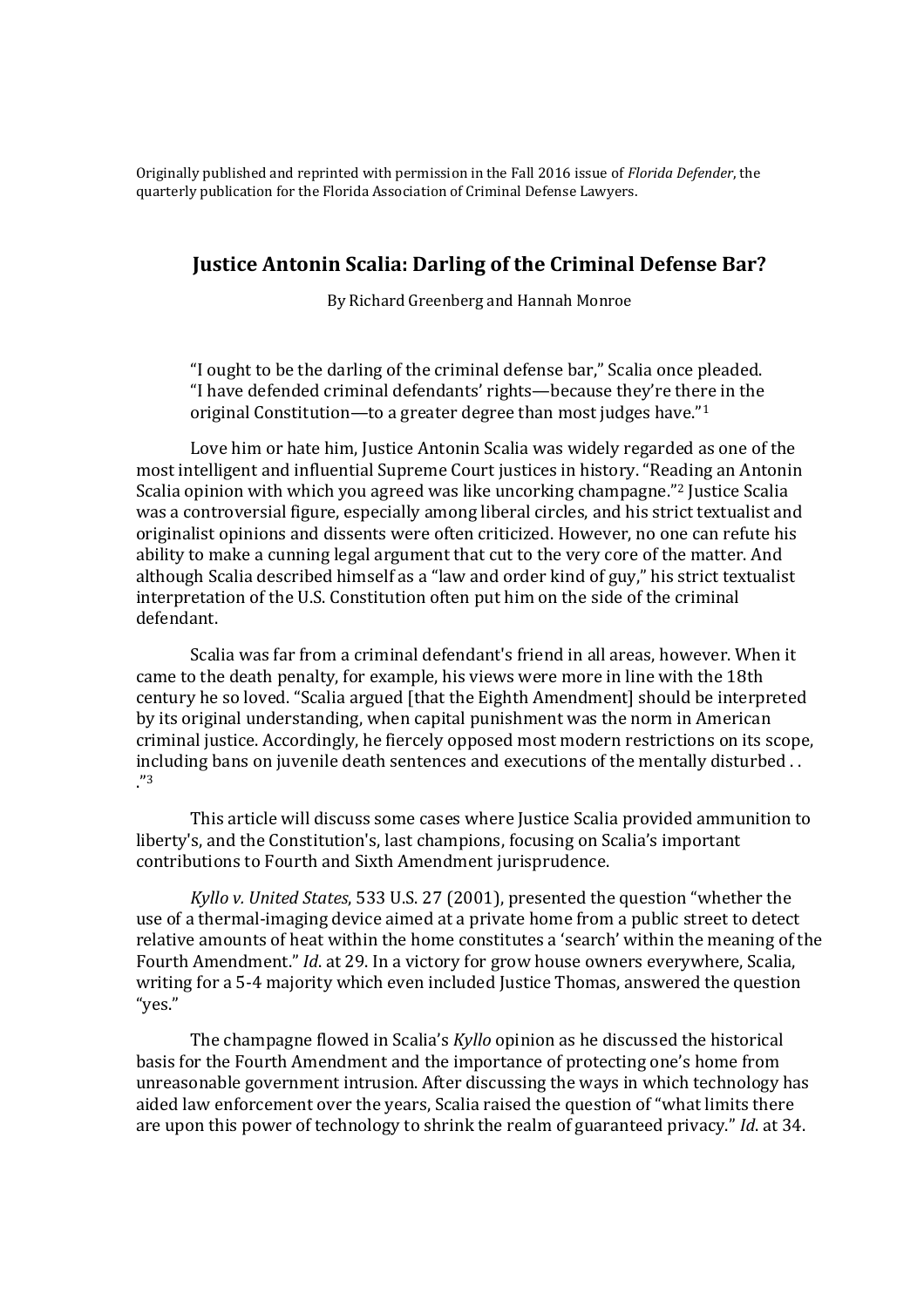Originally published and reprinted with permission in the Fall 2016 issue of *Florida Defender*, the quarterly publication for the Florida Association of Criminal Defense Lawyers.

# Justice Antonin Scalia: Darling of the Criminal Defense Bar?

By Richard Greenberg and Hannah Monroe

> "I ought to be the darling of the criminal defense bar," Scalia once pleaded. "I have defended criminal defendants' rights—because they're there in the original Constitution—to a greater degree than most judges have."[1]

Love him or hate him, Justice Antonin Scalia was widely regarded as one of the most intelligent and influential Supreme Court justices in history. "Reading an Antonin Scalia opinion with which you agreed was like uncorking champagne."[2] Justice Scalia was a controversial figure, especially among liberal circles, and his strict textualist and originalist opinions and dissents were often criticized. However, no one can refute his ability to make a cunning legal argument that cut to the very core of the matter. And although Scalia described himself as a "law and order kind of guy," his strict textualist interpretation of the U.S. Constitution often put him on the side of the criminal defendant.

Scalia was far from a criminal defendant's friend in all areas, however. When it came to the death penalty, for example, his views were more in line with the 18th century he so loved. "Scalia argued [that the Eighth Amendment] should be interpreted by its original understanding, when capital punishment was the norm in American criminal justice. Accordingly, he fiercely opposed most modern restrictions on its scope, including bans on juvenile death sentences and executions of the mentally disturbed . . ."[3]

This article will discuss some cases where Justice Scalia provided ammunition to liberty's, and the Constitution's, last champions, focusing on Scalia's important contributions to Fourth and Sixth Amendment jurisprudence.

*Kyllo v. United States*, 533 U.S. 27 (2001), presented the question "whether the use of a thermal-imaging device aimed at a private home from a public street to detect relative amounts of heat within the home constitutes a 'search' within the meaning of the Fourth Amendment." *Id*. at 29. In a victory for grow house owners everywhere, Scalia, writing for a 5-4 majority which even included Justice Thomas, answered the question "yes."

The champagne flowed in Scalia's *Kyllo* opinion as he discussed the historical basis for the Fourth Amendment and the importance of protecting one's home from unreasonable government intrusion. After discussing the ways in which technology has aided law enforcement over the years, Scalia raised the question of "what limits there are upon this power of technology to shrink the realm of guaranteed privacy." *Id*. at 34.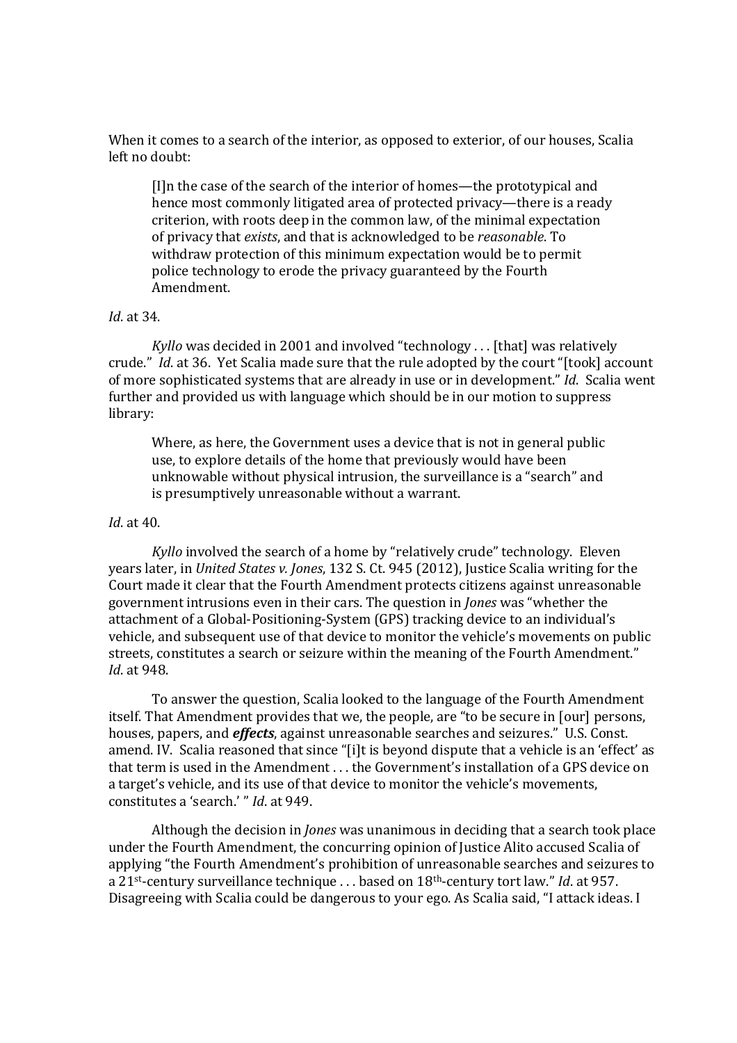When it comes to a search of the interior, as opposed to exterior, of our houses, Scalia left no doubt:

> [I]n the case of the search of the interior of homes—the prototypical and hence most commonly litigated area of protected privacy—there is a ready criterion, with roots deep in the common law, of the minimal expectation of privacy that *exists*, and that is acknowledged to be *reasonable*. To withdraw protection of this minimum expectation would be to permit police technology to erode the privacy guaranteed by the Fourth Amendment.

*Id*. at 34.

*Kyllo* was decided in 2001 and involved "technology . . . [that] was relatively crude." *Id*. at 36. Yet Scalia made sure that the rule adopted by the court "[took] account of more sophisticated systems that are already in use or in development." *Id*. Scalia went further and provided us with language which should be in our motion to suppress library:

> Where, as here, the Government uses a device that is not in general public use, to explore details of the home that previously would have been unknowable without physical intrusion, the surveillance is a "search" and is presumptively unreasonable without a warrant.

*Id*. at 40.

*Kyllo* involved the search of a home by "relatively crude" technology. Eleven years later, in *United States v. Jones*, 132 S. Ct. 945 (2012), Justice Scalia writing for the Court made it clear that the Fourth Amendment protects citizens against unreasonable government intrusions even in their cars. The question in *Jones* was "whether the attachment of a Global-Positioning-System (GPS) tracking device to an individual's vehicle, and subsequent use of that device to monitor the vehicle's movements on public streets, constitutes a search or seizure within the meaning of the Fourth Amendment." *Id*. at 948.

To answer the question, Scalia looked to the language of the Fourth Amendment itself. That Amendment provides that we, the people, are "to be secure in [our] persons, houses, papers, and ***effects***, against unreasonable searches and seizures." U.S. Const. amend. IV. Scalia reasoned that since "[i]t is beyond dispute that a vehicle is an 'effect' as that term is used in the Amendment . . . the Government's installation of a GPS device on a target's vehicle, and its use of that device to monitor the vehicle's movements, constitutes a 'search.' " *Id*. at 949.

Although the decision in *Jones* was unanimous in deciding that a search took place under the Fourth Amendment, the concurring opinion of Justice Alito accused Scalia of applying "the Fourth Amendment's prohibition of unreasonable searches and seizures to a 21st-century surveillance technique . . . based on 18th-century tort law." *Id*. at 957. Disagreeing with Scalia could be dangerous to your ego. As Scalia said, "I attack ideas. I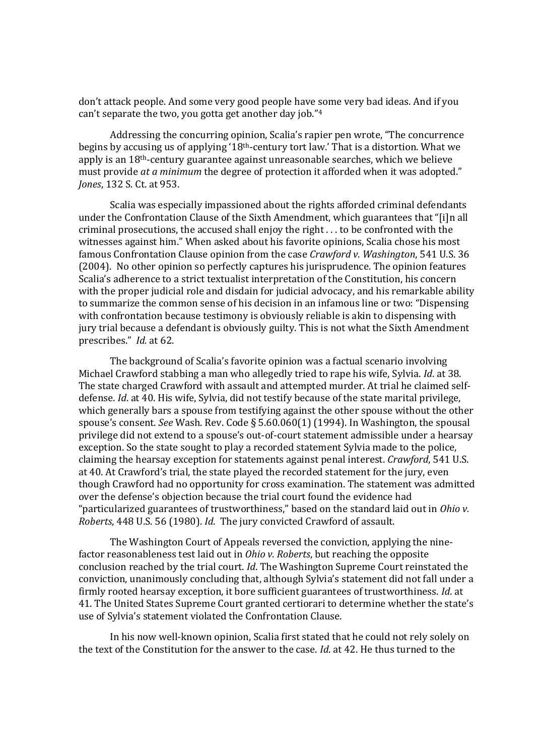don't attack people. And some very good people have some very bad ideas. And if you can't separate the two, you gotta get another day job."[4]

Addressing the concurring opinion, Scalia's rapier pen wrote, "The concurrence begins by accusing us of applying '18th-century tort law.' That is a distortion. What we apply is an 18th-century guarantee against unreasonable searches, which we believe must provide *at a minimum* the degree of protection it afforded when it was adopted." *Jones*, 132 S. Ct. at 953.

Scalia was especially impassioned about the rights afforded criminal defendants under the Confrontation Clause of the Sixth Amendment, which guarantees that "[i]n all criminal prosecutions, the accused shall enjoy the right . . . to be confronted with the witnesses against him." When asked about his favorite opinions, Scalia chose his most famous Confrontation Clause opinion from the case *Crawford v. Washington*, 541 U.S. 36 (2004). No other opinion so perfectly captures his jurisprudence. The opinion features Scalia's adherence to a strict textualist interpretation of the Constitution, his concern with the proper judicial role and disdain for judicial advocacy, and his remarkable ability to summarize the common sense of his decision in an infamous line or two: "Dispensing with confrontation because testimony is obviously reliable is akin to dispensing with jury trial because a defendant is obviously guilty. This is not what the Sixth Amendment prescribes." *Id.* at 62.

The background of Scalia's favorite opinion was a factual scenario involving Michael Crawford stabbing a man who allegedly tried to rape his wife, Sylvia. *Id*. at 38. The state charged Crawford with assault and attempted murder. At trial he claimed self-defense. *Id*. at 40. His wife, Sylvia, did not testify because of the state marital privilege, which generally bars a spouse from testifying against the other spouse without the other spouse's consent. *See* Wash. Rev. Code § 5.60.060(1) (1994). In Washington, the spousal privilege did not extend to a spouse's out-of-court statement admissible under a hearsay exception. So the state sought to play a recorded statement Sylvia made to the police, claiming the hearsay exception for statements against penal interest. *Crawford*, 541 U.S. at 40. At Crawford's trial, the state played the recorded statement for the jury, even though Crawford had no opportunity for cross examination. The statement was admitted over the defense's objection because the trial court found the evidence had "particularized guarantees of trustworthiness," based on the standard laid out in *Ohio v. Roberts*, 448 U.S. 56 (1980). *Id*. The jury convicted Crawford of assault.

The Washington Court of Appeals reversed the conviction, applying the nine-factor reasonableness test laid out in *Ohio v. Roberts*, but reaching the opposite conclusion reached by the trial court. *Id*. The Washington Supreme Court reinstated the conviction, unanimously concluding that, although Sylvia's statement did not fall under a firmly rooted hearsay exception, it bore sufficient guarantees of trustworthiness. *Id*. at 41. The United States Supreme Court granted certiorari to determine whether the state's use of Sylvia's statement violated the Confrontation Clause.

In his now well-known opinion, Scalia first stated that he could not rely solely on the text of the Constitution for the answer to the case. *Id*. at 42. He thus turned to the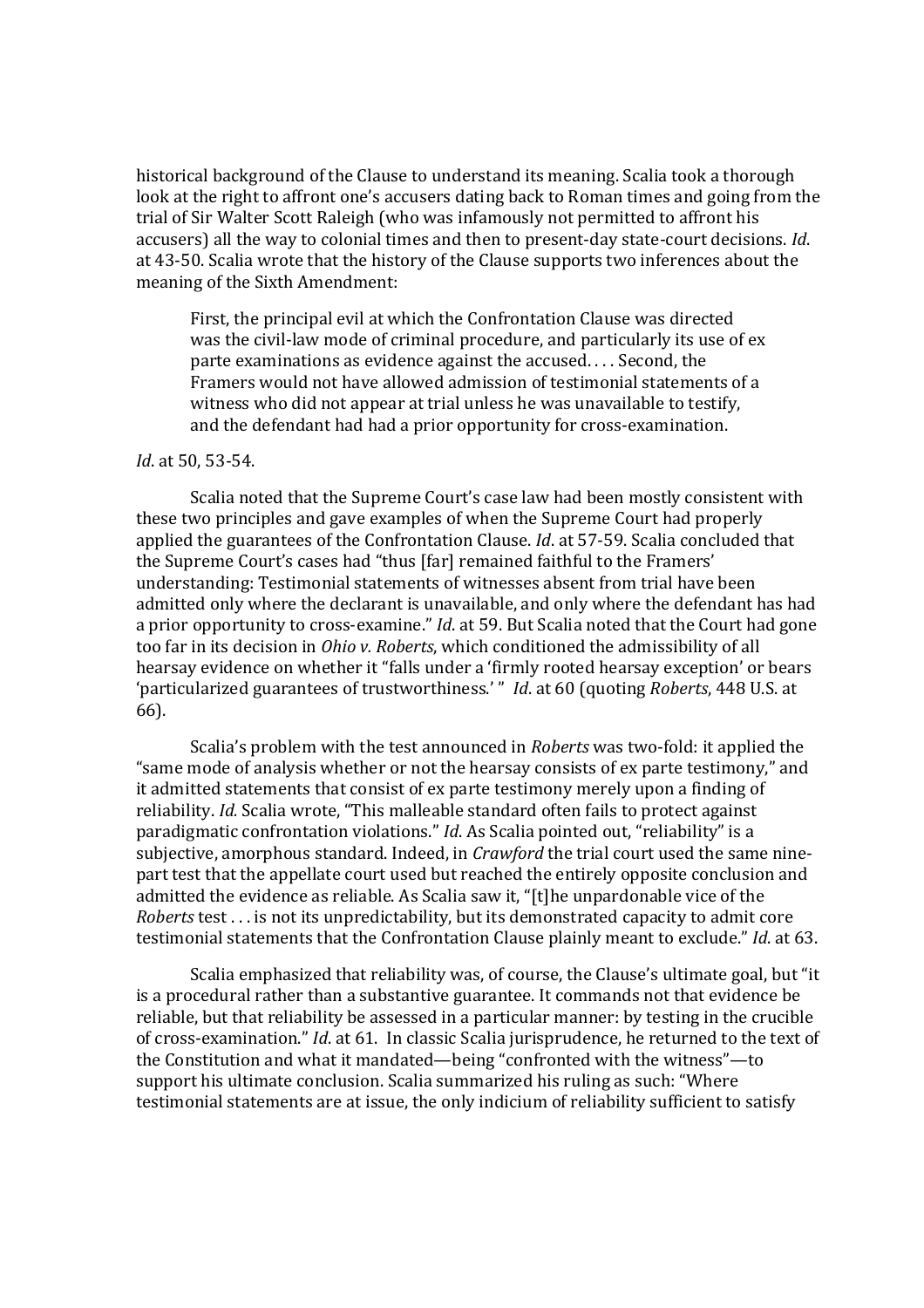historical background of the Clause to understand its meaning. Scalia took a thorough look at the right to affront one's accusers dating back to Roman times and going from the trial of Sir Walter Scott Raleigh (who was infamously not permitted to affront his accusers) all the way to colonial times and then to present-day state-court decisions. *Id*. at 43-50. Scalia wrote that the history of the Clause supports two inferences about the meaning of the Sixth Amendment:

> First, the principal evil at which the Confrontation Clause was directed was the civil-law mode of criminal procedure, and particularly its use of ex parte examinations as evidence against the accused. . . . Second, the Framers would not have allowed admission of testimonial statements of a witness who did not appear at trial unless he was unavailable to testify, and the defendant had had a prior opportunity for cross-examination.

*Id*. at 50, 53-54.

Scalia noted that the Supreme Court's case law had been mostly consistent with these two principles and gave examples of when the Supreme Court had properly applied the guarantees of the Confrontation Clause. *Id*. at 57-59. Scalia concluded that the Supreme Court's cases had "thus [far] remained faithful to the Framers' understanding: Testimonial statements of witnesses absent from trial have been admitted only where the declarant is unavailable, and only where the defendant has had a prior opportunity to cross-examine." *Id*. at 59. But Scalia noted that the Court had gone too far in its decision in *Ohio v. Roberts*, which conditioned the admissibility of all hearsay evidence on whether it "falls under a 'firmly rooted hearsay exception' or bears 'particularized guarantees of trustworthiness.' " *Id*. at 60 (quoting *Roberts*, 448 U.S. at 66).

Scalia's problem with the test announced in *Roberts* was two-fold: it applied the "same mode of analysis whether or not the hearsay consists of ex parte testimony," and it admitted statements that consist of ex parte testimony merely upon a finding of reliability. *Id.* Scalia wrote, "This malleable standard often fails to protect against paradigmatic confrontation violations." *Id*. As Scalia pointed out, "reliability" is a subjective, amorphous standard. Indeed, in *Crawford* the trial court used the same nine-part test that the appellate court used but reached the entirely opposite conclusion and admitted the evidence as reliable. As Scalia saw it, "[t]he unpardonable vice of the *Roberts* test . . . is not its unpredictability, but its demonstrated capacity to admit core testimonial statements that the Confrontation Clause plainly meant to exclude." *Id*. at 63.

Scalia emphasized that reliability was, of course, the Clause's ultimate goal, but "it is a procedural rather than a substantive guarantee. It commands not that evidence be reliable, but that reliability be assessed in a particular manner: by testing in the crucible of cross-examination." *Id*. at 61. In classic Scalia jurisprudence, he returned to the text of the Constitution and what it mandated—being "confronted with the witness"—to support his ultimate conclusion. Scalia summarized his ruling as such: "Where testimonial statements are at issue, the only indicium of reliability sufficient to satisfy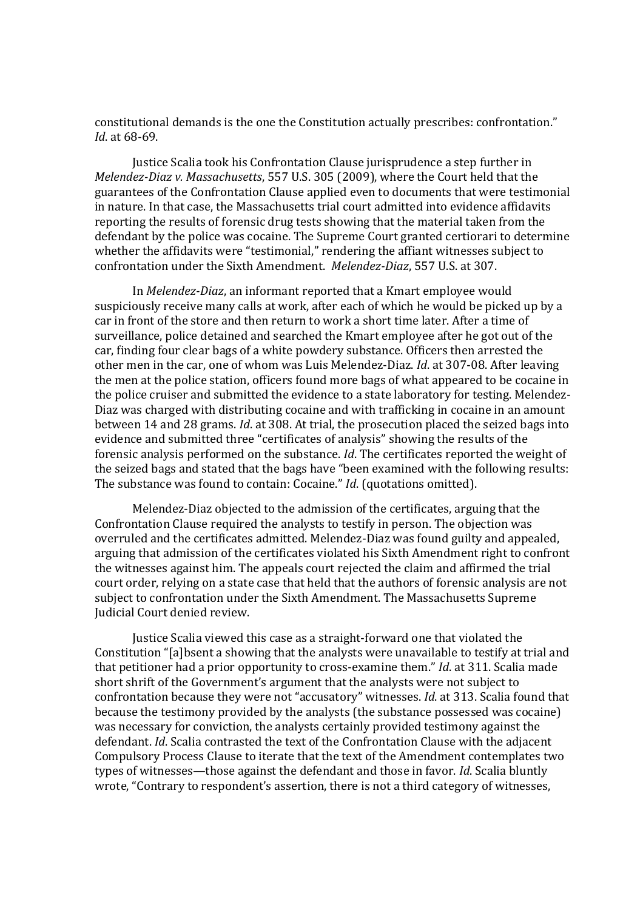constitutional demands is the one the Constitution actually prescribes: confrontation." *Id*. at 68-69.

Justice Scalia took his Confrontation Clause jurisprudence a step further in *Melendez-Diaz v. Massachusetts*, 557 U.S. 305 (2009), where the Court held that the guarantees of the Confrontation Clause applied even to documents that were testimonial in nature. In that case, the Massachusetts trial court admitted into evidence affidavits reporting the results of forensic drug tests showing that the material taken from the defendant by the police was cocaine. The Supreme Court granted certiorari to determine whether the affidavits were "testimonial," rendering the affiant witnesses subject to confrontation under the Sixth Amendment. *Melendez-Diaz*, 557 U.S. at 307.

In *Melendez-Diaz*, an informant reported that a Kmart employee would suspiciously receive many calls at work, after each of which he would be picked up by a car in front of the store and then return to work a short time later. After a time of surveillance, police detained and searched the Kmart employee after he got out of the car, finding four clear bags of a white powdery substance. Officers then arrested the other men in the car, one of whom was Luis Melendez-Diaz. *Id*. at 307-08. After leaving the men at the police station, officers found more bags of what appeared to be cocaine in the police cruiser and submitted the evidence to a state laboratory for testing. Melendez-Diaz was charged with distributing cocaine and with trafficking in cocaine in an amount between 14 and 28 grams. *Id*. at 308. At trial, the prosecution placed the seized bags into evidence and submitted three "certificates of analysis" showing the results of the forensic analysis performed on the substance. *Id*. The certificates reported the weight of the seized bags and stated that the bags have "been examined with the following results: The substance was found to contain: Cocaine." *Id*. (quotations omitted).

Melendez-Diaz objected to the admission of the certificates, arguing that the Confrontation Clause required the analysts to testify in person. The objection was overruled and the certificates admitted. Melendez-Diaz was found guilty and appealed, arguing that admission of the certificates violated his Sixth Amendment right to confront the witnesses against him. The appeals court rejected the claim and affirmed the trial court order, relying on a state case that held that the authors of forensic analysis are not subject to confrontation under the Sixth Amendment. The Massachusetts Supreme Judicial Court denied review.

Justice Scalia viewed this case as a straight-forward one that violated the Constitution "[a]bsent a showing that the analysts were unavailable to testify at trial and that petitioner had a prior opportunity to cross-examine them." *Id*. at 311. Scalia made short shrift of the Government's argument that the analysts were not subject to confrontation because they were not "accusatory" witnesses. *Id*. at 313. Scalia found that because the testimony provided by the analysts (the substance possessed was cocaine) was necessary for conviction, the analysts certainly provided testimony against the defendant. *Id*. Scalia contrasted the text of the Confrontation Clause with the adjacent Compulsory Process Clause to iterate that the text of the Amendment contemplates two types of witnesses—those against the defendant and those in favor. *Id*. Scalia bluntly wrote, "Contrary to respondent's assertion, there is not a third category of witnesses,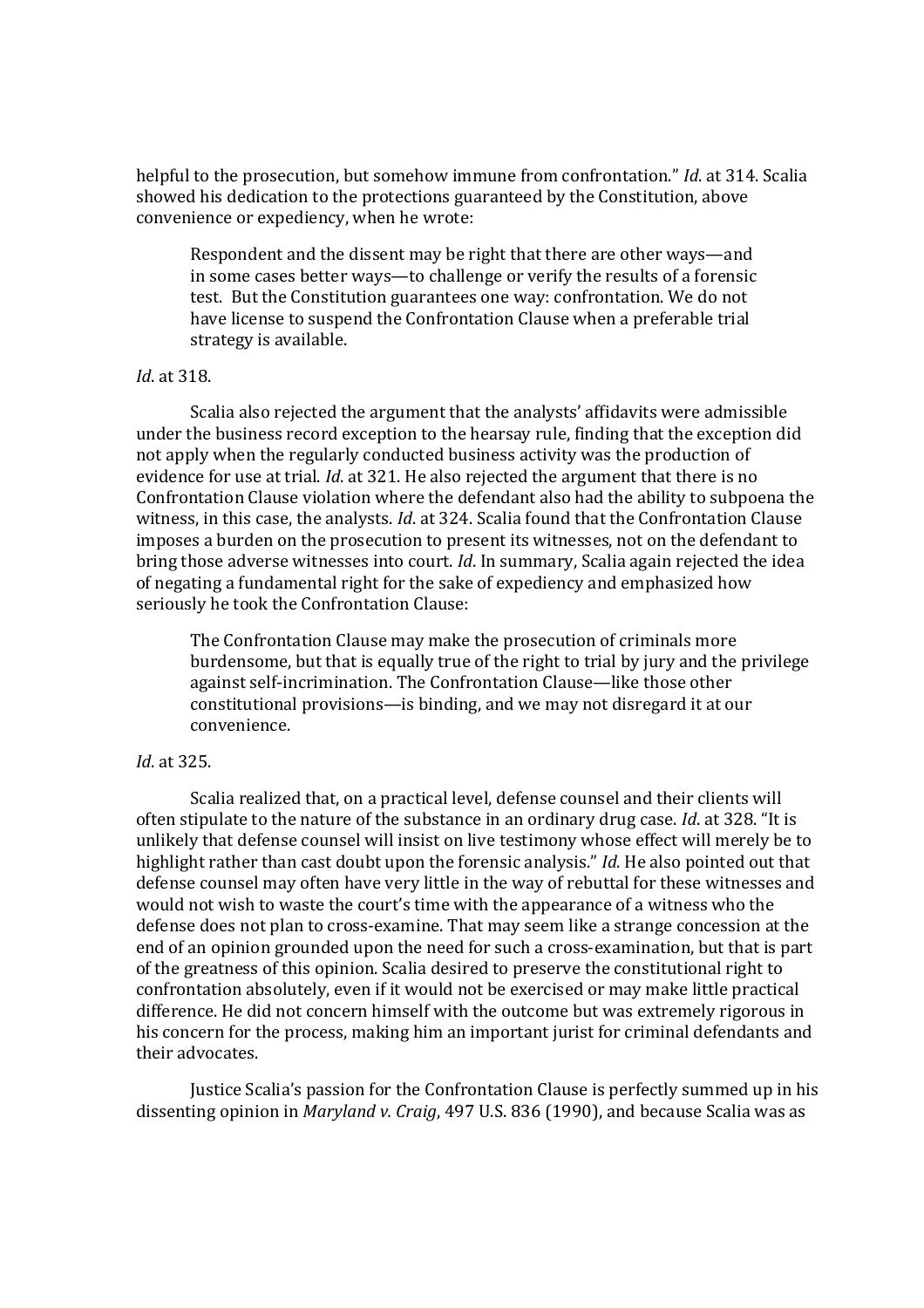helpful to the prosecution, but somehow immune from confrontation." *Id*. at 314. Scalia showed his dedication to the protections guaranteed by the Constitution, above convenience or expediency, when he wrote:

> Respondent and the dissent may be right that there are other ways—and in some cases better ways—to challenge or verify the results of a forensic test. But the Constitution guarantees one way: confrontation. We do not have license to suspend the Confrontation Clause when a preferable trial strategy is available.

*Id*. at 318.

Scalia also rejected the argument that the analysts' affidavits were admissible under the business record exception to the hearsay rule, finding that the exception did not apply when the regularly conducted business activity was the production of evidence for use at trial. *Id*. at 321. He also rejected the argument that there is no Confrontation Clause violation where the defendant also had the ability to subpoena the witness, in this case, the analysts. *Id*. at 324. Scalia found that the Confrontation Clause imposes a burden on the prosecution to present its witnesses, not on the defendant to bring those adverse witnesses into court. *Id*. In summary, Scalia again rejected the idea of negating a fundamental right for the sake of expediency and emphasized how seriously he took the Confrontation Clause:

> The Confrontation Clause may make the prosecution of criminals more burdensome, but that is equally true of the right to trial by jury and the privilege against self-incrimination. The Confrontation Clause—like those other constitutional provisions—is binding, and we may not disregard it at our convenience.

*Id*. at 325.

Scalia realized that, on a practical level, defense counsel and their clients will often stipulate to the nature of the substance in an ordinary drug case. *Id*. at 328. "It is unlikely that defense counsel will insist on live testimony whose effect will merely be to highlight rather than cast doubt upon the forensic analysis." *Id*. He also pointed out that defense counsel may often have very little in the way of rebuttal for these witnesses and would not wish to waste the court's time with the appearance of a witness who the defense does not plan to cross-examine. That may seem like a strange concession at the end of an opinion grounded upon the need for such a cross-examination, but that is part of the greatness of this opinion. Scalia desired to preserve the constitutional right to confrontation absolutely, even if it would not be exercised or may make little practical difference. He did not concern himself with the outcome but was extremely rigorous in his concern for the process, making him an important jurist for criminal defendants and their advocates.

Justice Scalia's passion for the Confrontation Clause is perfectly summed up in his dissenting opinion in *Maryland v. Craig*, 497 U.S. 836 (1990), and because Scalia was as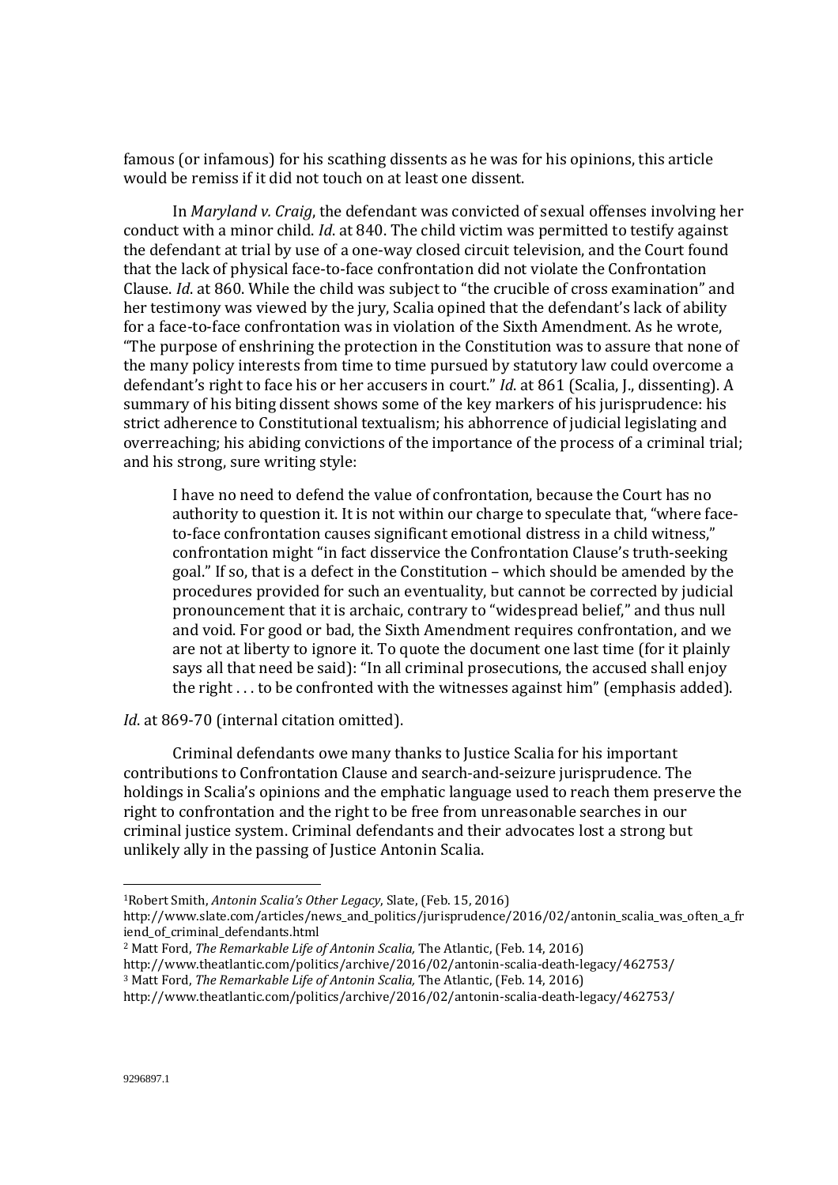famous (or infamous) for his scathing dissents as he was for his opinions, this article would be remiss if it did not touch on at least one dissent.

In *Maryland v. Craig*, the defendant was convicted of sexual offenses involving her conduct with a minor child. *Id*. at 840. The child victim was permitted to testify against the defendant at trial by use of a one-way closed circuit television, and the Court found that the lack of physical face-to-face confrontation did not violate the Confrontation Clause. *Id*. at 860. While the child was subject to "the crucible of cross examination" and her testimony was viewed by the jury, Scalia opined that the defendant's lack of ability for a face-to-face confrontation was in violation of the Sixth Amendment. As he wrote, "The purpose of enshrining the protection in the Constitution was to assure that none of the many policy interests from time to time pursued by statutory law could overcome a defendant's right to face his or her accusers in court." *Id*. at 861 (Scalia, J., dissenting). A summary of his biting dissent shows some of the key markers of his jurisprudence: his strict adherence to Constitutional textualism; his abhorrence of judicial legislating and overreaching; his abiding convictions of the importance of the process of a criminal trial; and his strong, sure writing style:

> I have no need to defend the value of confrontation, because the Court has no authority to question it. It is not within our charge to speculate that, "where face-to-face confrontation causes significant emotional distress in a child witness," confrontation might "in fact disservice the Confrontation Clause's truth-seeking goal." If so, that is a defect in the Constitution – which should be amended by the procedures provided for such an eventuality, but cannot be corrected by judicial pronouncement that it is archaic, contrary to "widespread belief," and thus null and void. For good or bad, the Sixth Amendment requires confrontation, and we are not at liberty to ignore it. To quote the document one last time (for it plainly says all that need be said): "In all criminal prosecutions, the accused shall enjoy the right . . . to be confronted with the witnesses against him" (emphasis added).

*Id*. at 869-70 (internal citation omitted).

Criminal defendants owe many thanks to Justice Scalia for his important contributions to Confrontation Clause and search-and-seizure jurisprudence. The holdings in Scalia's opinions and the emphatic language used to reach them preserve the right to confrontation and the right to be free from unreasonable searches in our criminal justice system. Criminal defendants and their advocates lost a strong but unlikely ally in the passing of Justice Antonin Scalia.

---

[1] Robert Smith, *Antonin Scalia's Other Legacy*, Slate, (Feb. 15, 2016) http://www.slate.com/articles/news_and_politics/jurisprudence/2016/02/antonin_scalia_was_often_a_friend_of_criminal_defendants.html

[2] Matt Ford, *The Remarkable Life of Antonin Scalia,* The Atlantic, (Feb. 14, 2016) http://www.theatlantic.com/politics/archive/2016/02/antonin-scalia-death-legacy/462753/

[3] Matt Ford, *The Remarkable Life of Antonin Scalia,* The Atlantic, (Feb. 14, 2016) http://www.theatlantic.com/politics/archive/2016/02/antonin-scalia-death-legacy/462753/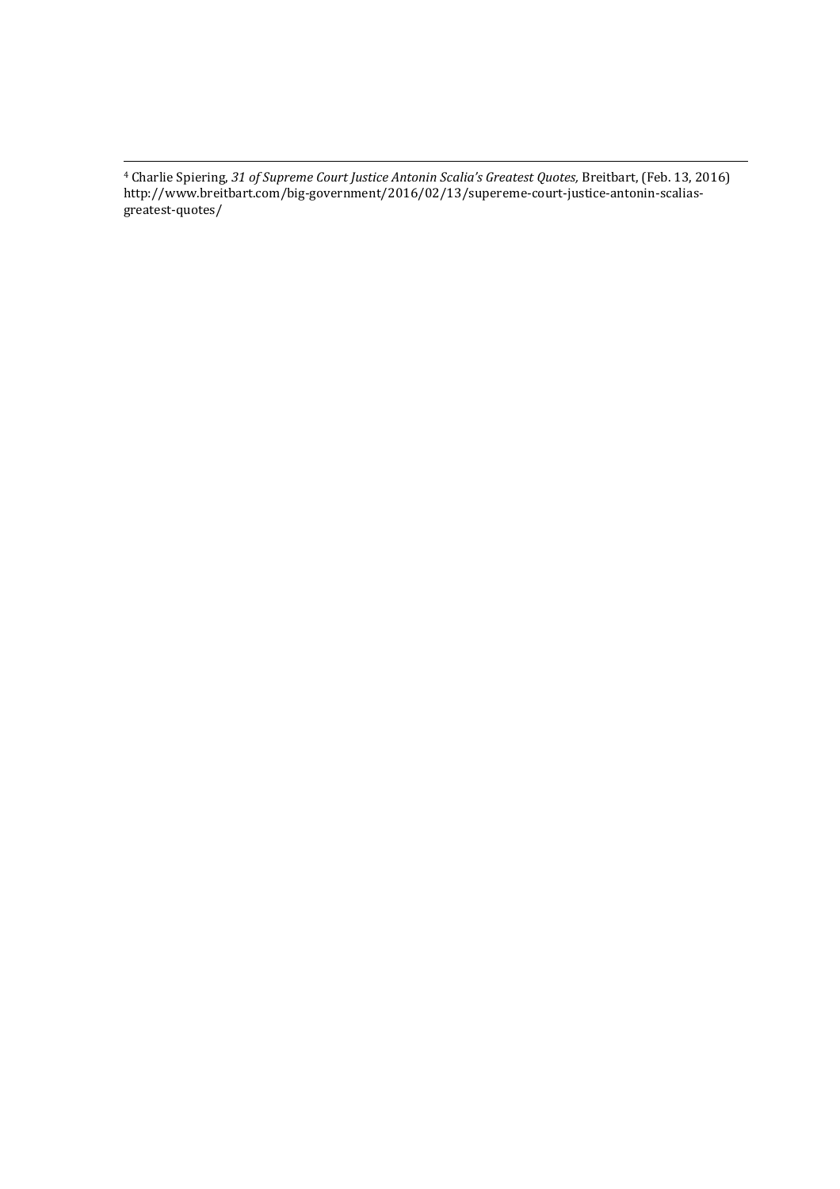[4] Charlie Spiering, *31 of Supreme Court Justice Antonin Scalia's Greatest Quotes,* Breitbart, (Feb. 13, 2016) http://www.breitbart.com/big-government/2016/02/13/supereme-court-justice-antonin-scalias-greatest-quotes/